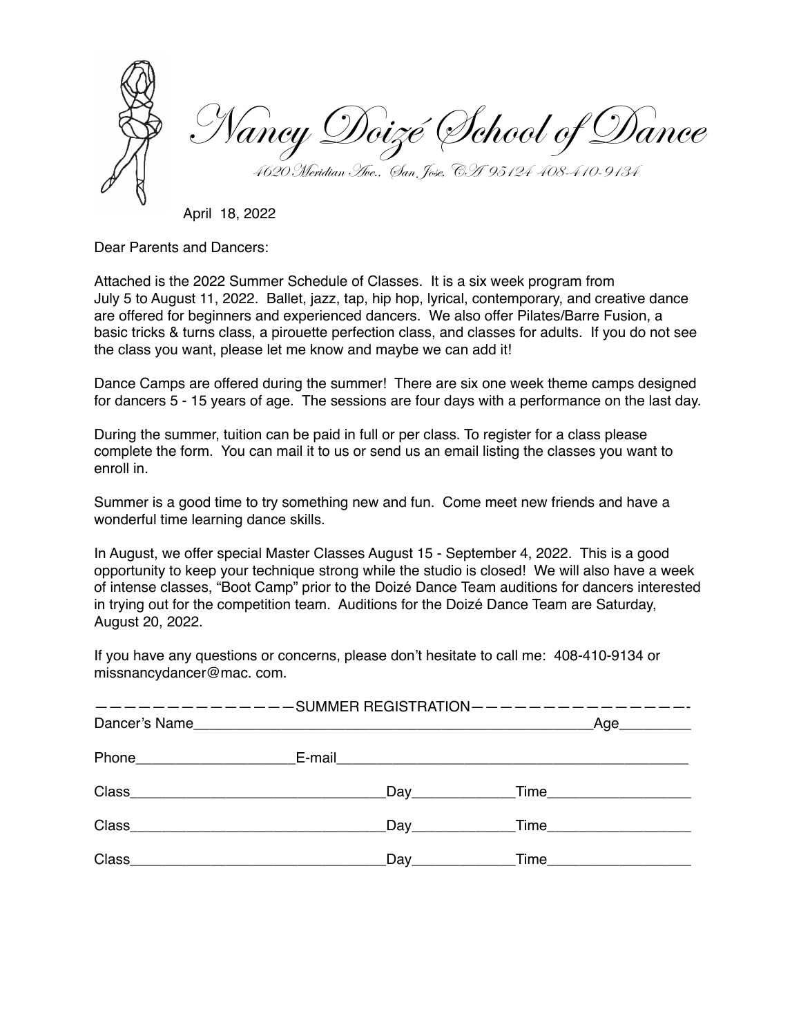# Nancy Doizé School of Dance

4620 Meridian Ave., San Jose, CA 95124 408-410-9134

April 18, 2022

Dear Parents and Dancers:

Attached is the 2022 Summer Schedule of Classes. It is a six week program from July 5 to August 11, 2022. Ballet, jazz, tap, hip hop, lyrical, contemporary, and creative dance are offered for beginners and experienced dancers. We also offer Pilates/Barre Fusion, a basic tricks & turns class, a pirouette perfection class, and classes for adults. If you do not see the class you want, please let me know and maybe we can add it!

Dance Camps are offered during the summer! There are six one week theme camps designed for dancers 5 - 15 years of age. The sessions are four days with a performance on the last day.

During the summer, tuition can be paid in full or per class. To register for a class please complete the form. You can mail it to us or send us an email listing the classes you want to enroll in.

Summer is a good time to try something new and fun. Come meet new friends and have a wonderful time learning dance skills.

In August, we offer special Master Classes August 15 - September 4, 2022. This is a good opportunity to keep your technique strong while the studio is closed! We will also have a week of intense classes, "Boot Camp" prior to the Doizé Dance Team auditions for dancers interested in trying out for the competition team. Auditions for the Doizé Dance Team are Saturday, August 20, 2022.

If you have any questions or concerns, please don't hesitate to call me: 408-410-9134 or missnancydancer@mac. com.

—————————————SUMMER REGISTRATION—————————————-

Dancer's Name_______________________________________________Age_________

Phone____________________E-mail_____________________________________________

Class________________________________Day_____________Time__________________

Class________________________________Day_____________Time__________________

Class________________________________Day_____________Time__________________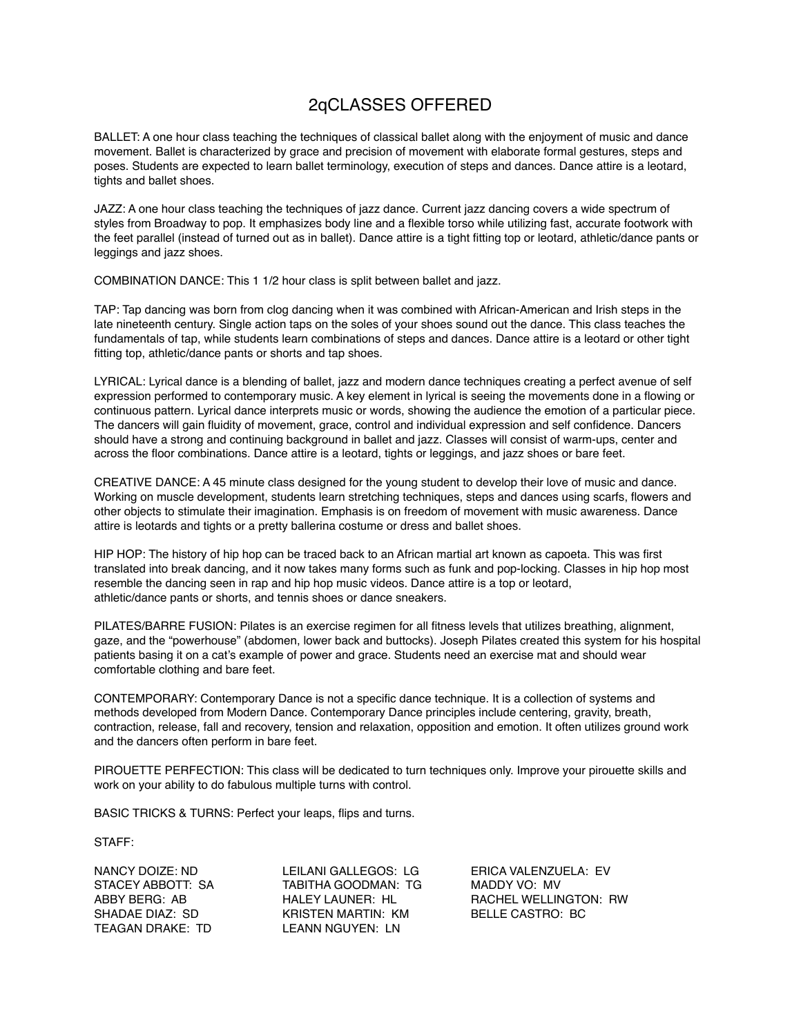# 2qCLASSES OFFERED

BALLET: A one hour class teaching the techniques of classical ballet along with the enjoyment of music and dance movement. Ballet is characterized by grace and precision of movement with elaborate formal gestures, steps and poses. Students are expected to learn ballet terminology, execution of steps and dances. Dance attire is a leotard, tights and ballet shoes.

JAZZ: A one hour class teaching the techniques of jazz dance. Current jazz dancing covers a wide spectrum of styles from Broadway to pop. It emphasizes body line and a flexible torso while utilizing fast, accurate footwork with the feet parallel (instead of turned out as in ballet). Dance attire is a tight fitting top or leotard, athletic/dance pants or leggings and jazz shoes.

COMBINATION DANCE: This 1 1/2 hour class is split between ballet and jazz.

TAP: Tap dancing was born from clog dancing when it was combined with African-American and Irish steps in the late nineteenth century. Single action taps on the soles of your shoes sound out the dance. This class teaches the fundamentals of tap, while students learn combinations of steps and dances. Dance attire is a leotard or other tight fitting top, athletic/dance pants or shorts and tap shoes.

LYRICAL: Lyrical dance is a blending of ballet, jazz and modern dance techniques creating a perfect avenue of self expression performed to contemporary music. A key element in lyrical is seeing the movements done in a flowing or continuous pattern. Lyrical dance interprets music or words, showing the audience the emotion of a particular piece. The dancers will gain fluidity of movement, grace, control and individual expression and self confidence. Dancers should have a strong and continuing background in ballet and jazz. Classes will consist of warm-ups, center and across the floor combinations. Dance attire is a leotard, tights or leggings, and jazz shoes or bare feet.

CREATIVE DANCE: A 45 minute class designed for the young student to develop their love of music and dance. Working on muscle development, students learn stretching techniques, steps and dances using scarfs, flowers and other objects to stimulate their imagination. Emphasis is on freedom of movement with music awareness. Dance attire is leotards and tights or a pretty ballerina costume or dress and ballet shoes.

HIP HOP: The history of hip hop can be traced back to an African martial art known as capoeta. This was first translated into break dancing, and it now takes many forms such as funk and pop-locking. Classes in hip hop most resemble the dancing seen in rap and hip hop music videos. Dance attire is a top or leotard, athletic/dance pants or shorts, and tennis shoes or dance sneakers.

PILATES/BARRE FUSION: Pilates is an exercise regimen for all fitness levels that utilizes breathing, alignment, gaze, and the "powerhouse" (abdomen, lower back and buttocks). Joseph Pilates created this system for his hospital patients basing it on a cat's example of power and grace. Students need an exercise mat and should wear comfortable clothing and bare feet.

CONTEMPORARY: Contemporary Dance is not a specific dance technique. It is a collection of systems and methods developed from Modern Dance. Contemporary Dance principles include centering, gravity, breath, contraction, release, fall and recovery, tension and relaxation, opposition and emotion. It often utilizes ground work and the dancers often perform in bare feet.

PIROUETTE PERFECTION: This class will be dedicated to turn techniques only. Improve your pirouette skills and work on your ability to do fabulous multiple turns with control.

BASIC TRICKS & TURNS: Perfect your leaps, flips and turns.

STAFF:

NANCY DOIZE: ND
STACEY ABBOTT: SA
ABBY BERG: AB
SHADAE DIAZ: SD
TEAGAN DRAKE: TD
LEILANI GALLEGOS: LG
TABITHA GOODMAN: TG
HALEY LAUNER: HL
KRISTEN MARTIN: KM
LEANN NGUYEN: LN
ERICA VALENZUELA: EV
MADDY VO: MV
RACHEL WELLINGTON: RW
BELLE CASTRO: BC